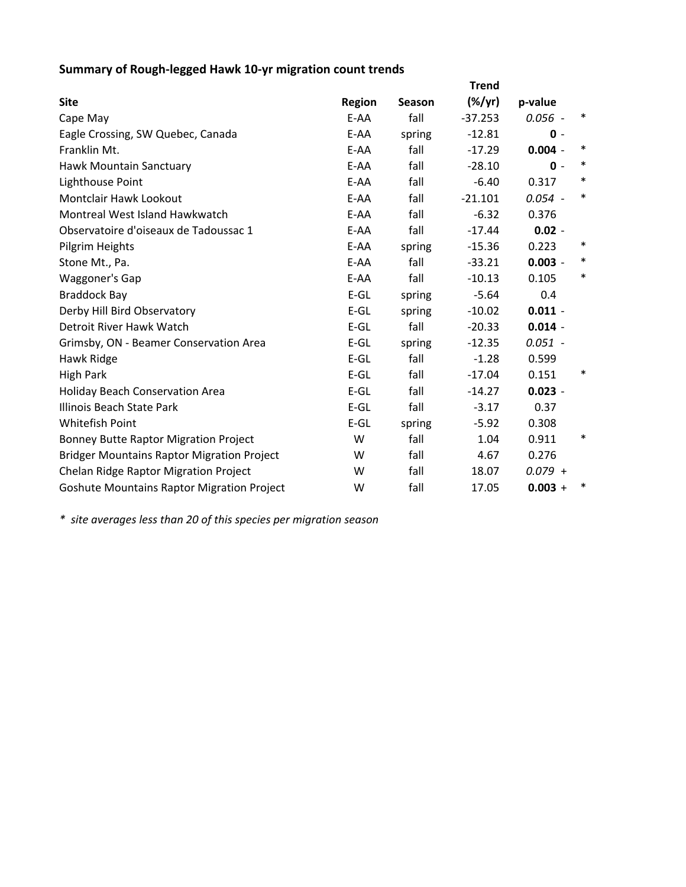**Summary of Rough-legged Hawk 10-yr migration count trends**

| Site | Region | Season | Trend (%/yr) | p-value | |
|---|---|---|---|---|---|
| Cape May | E-AA | fall | -37.253 | *0.056* - | * |
| Eagle Crossing, SW Quebec, Canada | E-AA | spring | -12.81 | **0** - | |
| Franklin Mt. | E-AA | fall | -17.29 | **0.004** - | * |
| Hawk Mountain Sanctuary | E-AA | fall | -28.10 | **0** - | * |
| Lighthouse Point | E-AA | fall | -6.40 | 0.317 | * |
| Montclair Hawk Lookout | E-AA | fall | -21.101 | *0.054* - | * |
| Montreal West Island Hawkwatch | E-AA | fall | -6.32 | 0.376 | |
| Observatoire d'oiseaux de Tadoussac 1 | E-AA | fall | -17.44 | **0.02** - | |
| Pilgrim Heights | E-AA | spring | -15.36 | 0.223 | * |
| Stone Mt., Pa. | E-AA | fall | -33.21 | **0.003** - | * |
| Waggoner's Gap | E-AA | fall | -10.13 | 0.105 | * |
| Braddock Bay | E-GL | spring | -5.64 | 0.4 | |
| Derby Hill Bird Observatory | E-GL | spring | -10.02 | **0.011** - | |
| Detroit River Hawk Watch | E-GL | fall | -20.33 | **0.014** - | |
| Grimsby, ON - Beamer Conservation Area | E-GL | spring | -12.35 | *0.051* - | |
| Hawk Ridge | E-GL | fall | -1.28 | 0.599 | |
| High Park | E-GL | fall | -17.04 | 0.151 | * |
| Holiday Beach Conservation Area | E-GL | fall | -14.27 | **0.023** - | |
| Illinois Beach State Park | E-GL | fall | -3.17 | 0.37 | |
| Whitefish Point | E-GL | spring | -5.92 | 0.308 | |
| Bonney Butte Raptor Migration Project | W | fall | 1.04 | 0.911 | * |
| Bridger Mountains Raptor Migration Project | W | fall | 4.67 | 0.276 | |
| Chelan Ridge Raptor Migration Project | W | fall | 18.07 | *0.079* + | |
| Goshute Mountains Raptor Migration Project | W | fall | 17.05 | **0.003** + | * |

*\* site averages less than 20 of this species per migration season*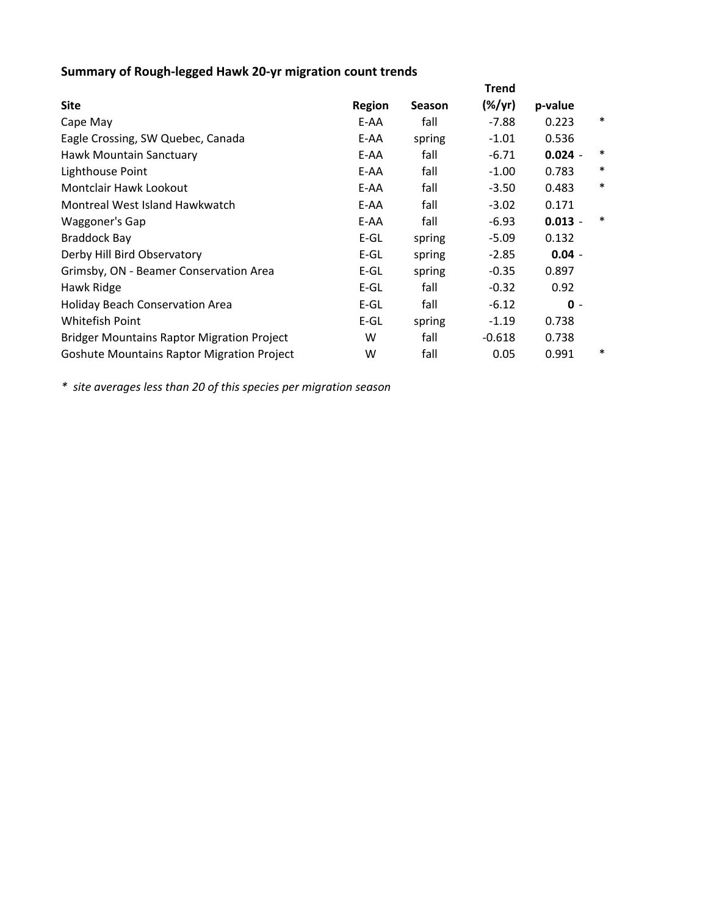**Summary of Rough-legged Hawk 20-yr migration count trends**

| Site | Region | Season | Trend (%/yr) | p-value | |
|---|---|---|---|---|---|
| Cape May | E-AA | fall | -7.88 | 0.223 | * |
| Eagle Crossing, SW Quebec, Canada | E-AA | spring | -1.01 | 0.536 | |
| Hawk Mountain Sanctuary | E-AA | fall | -6.71 | **0.024** - | * |
| Lighthouse Point | E-AA | fall | -1.00 | 0.783 | * |
| Montclair Hawk Lookout | E-AA | fall | -3.50 | 0.483 | * |
| Montreal West Island Hawkwatch | E-AA | fall | -3.02 | 0.171 | |
| Waggoner's Gap | E-AA | fall | -6.93 | **0.013** - | * |
| Braddock Bay | E-GL | spring | -5.09 | 0.132 | |
| Derby Hill Bird Observatory | E-GL | spring | -2.85 | **0.04** - | |
| Grimsby, ON - Beamer Conservation Area | E-GL | spring | -0.35 | 0.897 | |
| Hawk Ridge | E-GL | fall | -0.32 | 0.92 | |
| Holiday Beach Conservation Area | E-GL | fall | -6.12 | **0** - | |
| Whitefish Point | E-GL | spring | -1.19 | 0.738 | |
| Bridger Mountains Raptor Migration Project | W | fall | -0.618 | 0.738 | |
| Goshute Mountains Raptor Migration Project | W | fall | 0.05 | 0.991 | * |

*\* site averages less than 20 of this species per migration season*